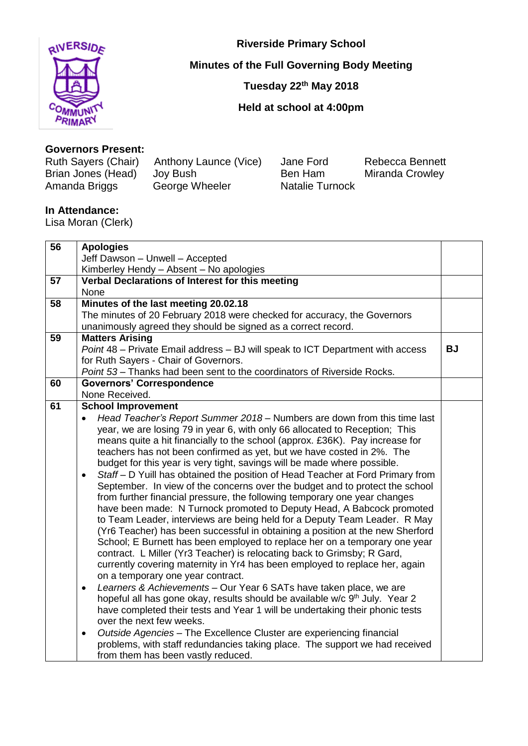# Riverside Primary School

## Minutes of the Full Governing Body Meeting

## Tuesday 22nd May 2018

## Held at school at 4:00pm

**Governors Present:**

| | | | |
|---|---|---|---|
| Ruth Sayers (Chair) | Anthony Launce (Vice) | Jane Ford | Rebecca Bennett |
| Brian Jones (Head) | Joy Bush | Ben Ham | Miranda Crowley |
| Amanda Briggs | George Wheeler | Natalie Turnock | |

**In Attendance:**
Lisa Moran (Clerk)

| | | |
|---|---|---|
| 56 | **Apologies**<br>Jeff Dawson – Unwell – Accepted<br>Kimberley Hendy – Absent – No apologies | |
| 57 | **Verbal Declarations of Interest for this meeting**<br>None | |
| 58 | **Minutes of the last meeting 20.02.18**<br>The minutes of 20 February 2018 were checked for accuracy, the Governors unanimously agreed they should be signed as a correct record. | |
| 59 | **Matters Arising**<br>*Point* 48 – Private Email address – BJ will speak to ICT Department with access for Ruth Sayers - Chair of Governors.<br>*Point 53* – Thanks had been sent to the coordinators of Riverside Rocks. | **BJ** |
| 60 | **Governors' Correspondence**<br>None Received. | |
| 61 | **School Improvement**<br>• *Head Teacher's Report Summer 2018* – Numbers are down from this time last year, we are losing 79 in year 6, with only 66 allocated to Reception; This means quite a hit financially to the school (approx. £36K). Pay increase for teachers has not been confirmed as yet, but we have costed in 2%. The budget for this year is very tight, savings will be made where possible.<br>• *Staff* – D Yuill has obtained the position of Head Teacher at Ford Primary from September. In view of the concerns over the budget and to protect the school from further financial pressure, the following temporary one year changes have been made: N Turnock promoted to Deputy Head, A Babcock promoted to Team Leader, interviews are being held for a Deputy Team Leader. R May (Yr6 Teacher) has been successful in obtaining a position at the new Sherford School; E Burnett has been employed to replace her on a temporary one year contract. L Miller (Yr3 Teacher) is relocating back to Grimsby; R Gard, currently covering maternity in Yr4 has been employed to replace her, again on a temporary one year contract.<br>• *Learners & Achievements* – Our Year 6 SATs have taken place, we are hopeful all has gone okay, results should be available w/c 9th July. Year 2 have completed their tests and Year 1 will be undertaking their phonic tests over the next few weeks.<br>• *Outside Agencies* – The Excellence Cluster are experiencing financial problems, with staff redundancies taking place. The support we had received from them has been vastly reduced. | |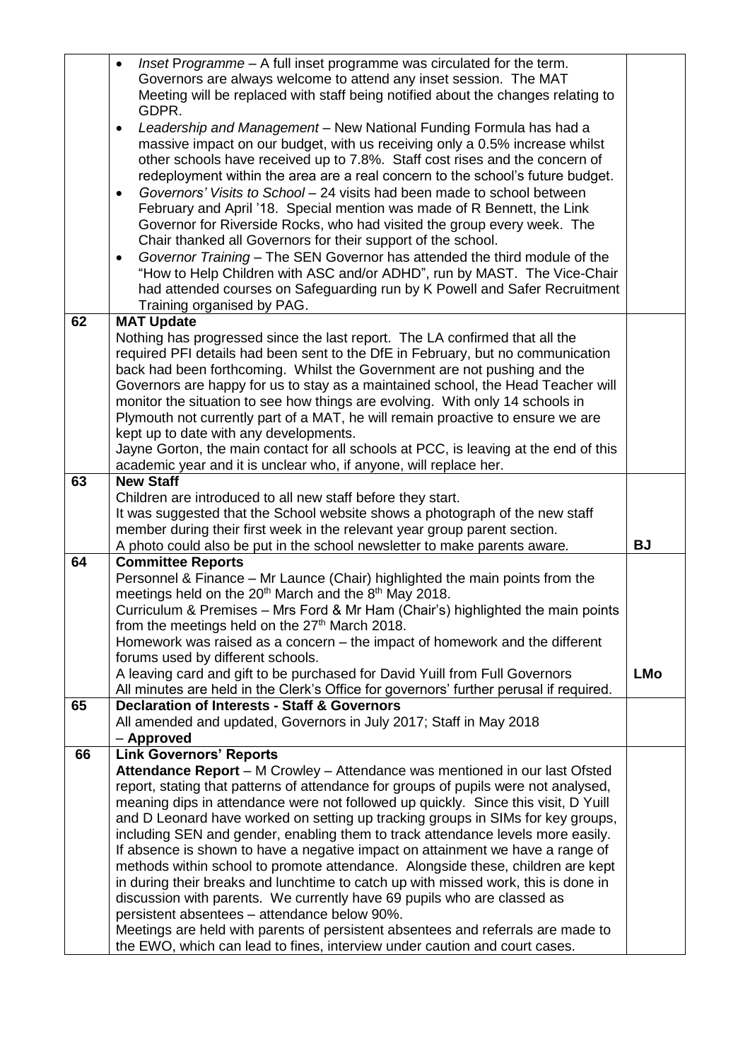| | | |
|---|---|---|
| | • *Inset Programme* – A full inset programme was circulated for the term. Governors are always welcome to attend any inset session. The MAT Meeting will be replaced with staff being notified about the changes relating to GDPR.<br>• *Leadership and Management* – New National Funding Formula has had a massive impact on our budget, with us receiving only a 0.5% increase whilst other schools have received up to 7.8%. Staff cost rises and the concern of redeployment within the area are a real concern to the school's future budget.<br>• *Governors' Visits to School* – 24 visits had been made to school between February and April '18. Special mention was made of R Bennett, the Link Governor for Riverside Rocks, who had visited the group every week. The Chair thanked all Governors for their support of the school.<br>• *Governor Training* – The SEN Governor has attended the third module of the "How to Help Children with ASC and/or ADHD", run by MAST. The Vice-Chair had attended courses on Safeguarding run by K Powell and Safer Recruitment Training organised by PAG. | |
| **62** | **MAT Update**<br>Nothing has progressed since the last report. The LA confirmed that all the required PFI details had been sent to the DfE in February, but no communication back had been forthcoming. Whilst the Government are not pushing and the Governors are happy for us to stay as a maintained school, the Head Teacher will monitor the situation to see how things are evolving. With only 14 schools in Plymouth not currently part of a MAT, he will remain proactive to ensure we are kept up to date with any developments.<br>Jayne Gorton, the main contact for all schools at PCC, is leaving at the end of this academic year and it is unclear who, if anyone, will replace her. | |
| **63** | **New Staff**<br>Children are introduced to all new staff before they start.<br>It was suggested that the School website shows a photograph of the new staff member during their first week in the relevant year group parent section.<br>A photo could also be put in the school newsletter to make parents aware. | **BJ** |
| **64** | **Committee Reports**<br>Personnel & Finance – Mr Launce (Chair) highlighted the main points from the meetings held on the 20th March and the 8th May 2018.<br>Curriculum & Premises – Mrs Ford & Mr Ham (Chair's) highlighted the main points from the meetings held on the 27th March 2018.<br>Homework was raised as a concern – the impact of homework and the different forums used by different schools.<br>A leaving card and gift to be purchased for David Yuill from Full Governors<br>All minutes are held in the Clerk's Office for governors' further perusal if required. | **LMo** |
| **65** | **Declaration of Interests - Staff & Governors**<br>All amended and updated, Governors in July 2017; Staff in May 2018<br>– **Approved** | |
| **66** | **Link Governors' Reports**<br>**Attendance Report** – M Crowley – Attendance was mentioned in our last Ofsted report, stating that patterns of attendance for groups of pupils were not analysed, meaning dips in attendance were not followed up quickly. Since this visit, D Yuill and D Leonard have worked on setting up tracking groups in SIMs for key groups, including SEN and gender, enabling them to track attendance levels more easily. If absence is shown to have a negative impact on attainment we have a range of methods within school to promote attendance. Alongside these, children are kept in during their breaks and lunchtime to catch up with missed work, this is done in discussion with parents. We currently have 69 pupils who are classed as persistent absentees – attendance below 90%.<br>Meetings are held with parents of persistent absentees and referrals are made to the EWO, which can lead to fines, interview under caution and court cases. | |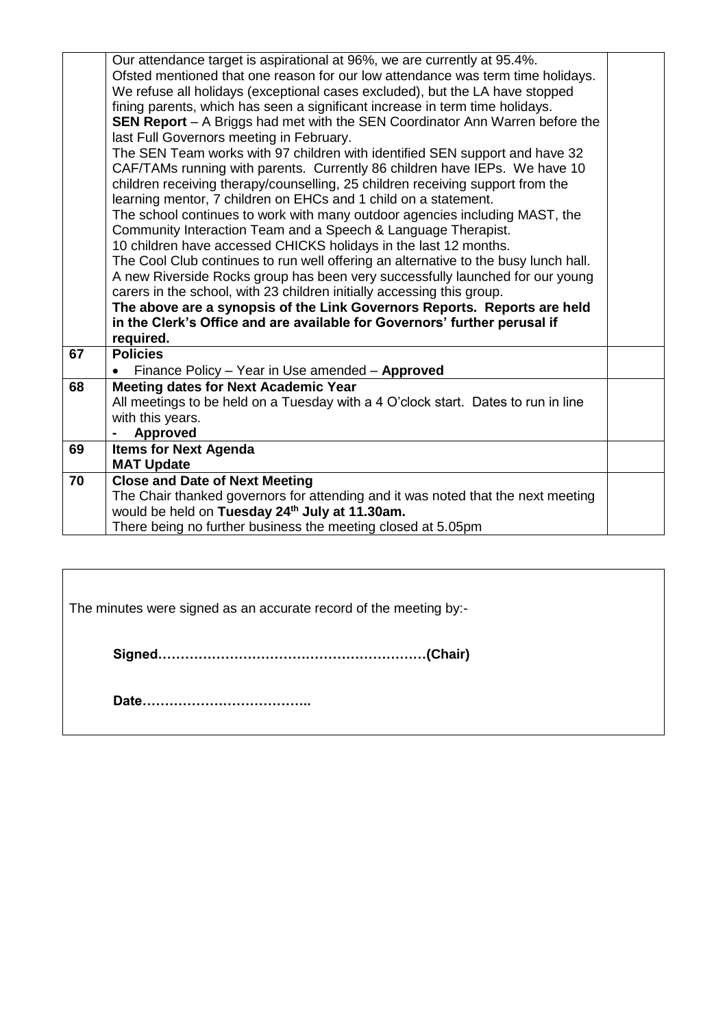| | | |
|---|---|---|
| | Our attendance target is aspirational at 96%, we are currently at 95.4%.<br>Ofsted mentioned that one reason for our low attendance was term time holidays. We refuse all holidays (exceptional cases excluded), but the LA have stopped fining parents, which has seen a significant increase in term time holidays.<br>**SEN Report** – A Briggs had met with the SEN Coordinator Ann Warren before the last Full Governors meeting in February.<br>The SEN Team works with 97 children with identified SEN support and have 32 CAF/TAMs running with parents. Currently 86 children have IEPs. We have 10 children receiving therapy/counselling, 25 children receiving support from the learning mentor, 7 children on EHCs and 1 child on a statement.<br>The school continues to work with many outdoor agencies including MAST, the Community Interaction Team and a Speech & Language Therapist.<br>10 children have accessed CHICKS holidays in the last 12 months.<br>The Cool Club continues to run well offering an alternative to the busy lunch hall. A new Riverside Rocks group has been very successfully launched for our young carers in the school, with 23 children initially accessing this group.<br>**The above are a synopsis of the Link Governors Reports. Reports are held in the Clerk's Office and are available for Governors' further perusal if required.** | |
| 67 | **Policies**<br>• Finance Policy – Year in Use amended – **Approved** | |
| 68 | **Meeting dates for Next Academic Year**<br>All meetings to be held on a Tuesday with a 4 O'clock start. Dates to run in line with this years.<br>- **Approved** | |
| 69 | **Items for Next Agenda**<br>**MAT Update** | |
| 70 | **Close and Date of Next Meeting**<br>The Chair thanked governors for attending and it was noted that the next meeting would be held on **Tuesday 24th July at 11.30am.**<br>There being no further business the meeting closed at 5.05pm | |

The minutes were signed as an accurate record of the meeting by:-

**Signed…………………………………………………(Chair)**

**Date……………………………..**